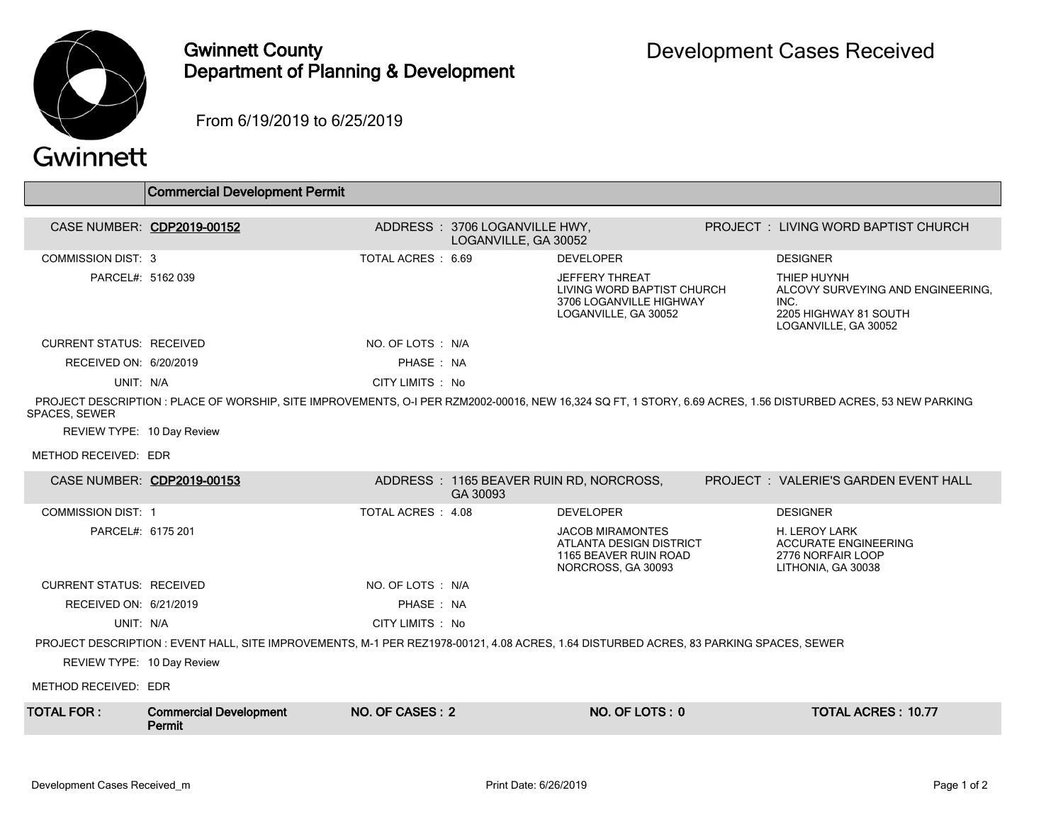# Gwinnett County Department of Planning & Development

## Development Cases Received

From 6/19/2019 to 6/25/2019

### Commercial Development Permit

**CASE NUMBER:** CDP2019-00152
**ADDRESS:** 3706 LOGANVILLE HWY, LOGANVILLE, GA 30052
**PROJECT:** LIVING WORD BAPTIST CHURCH

COMMISSION DIST: 3
TOTAL ACRES: 6.69
PARCEL#: 5162 039

**DEVELOPER**
JEFFERY THREAT
LIVING WORD BAPTIST CHURCH
3706 LOGANVILLE HIGHWAY
LOGANVILLE, GA 30052

**DESIGNER**
THIEP HUYNH
ALCOVY SURVEYING AND ENGINEERING, INC.
2205 HIGHWAY 81 SOUTH
LOGANVILLE, GA 30052

CURRENT STATUS: RECEIVED
NO. OF LOTS: N/A
RECEIVED ON: 6/20/2019
PHASE: NA
UNIT: N/A
CITY LIMITS: No

PROJECT DESCRIPTION : PLACE OF WORSHIP, SITE IMPROVEMENTS, O-I PER RZM2002-00016, NEW 16,324 SQ FT, 1 STORY, 6.69 ACRES, 1.56 DISTURBED ACRES, 53 NEW PARKING SPACES, SEWER

REVIEW TYPE: 10 Day Review

METHOD RECEIVED: EDR

---

**CASE NUMBER:** CDP2019-00153
**ADDRESS:** 1165 BEAVER RUIN RD, NORCROSS, GA 30093
**PROJECT:** VALERIE'S GARDEN EVENT HALL

COMMISSION DIST: 1
TOTAL ACRES: 4.08
PARCEL#: 6175 201

**DEVELOPER**
JACOB MIRAMONTES
ATLANTA DESIGN DISTRICT
1165 BEAVER RUIN ROAD
NORCROSS, GA 30093

**DESIGNER**
H. LEROY LARK
ACCURATE ENGINEERING
2776 NORFAIR LOOP
LITHONIA, GA 30038

CURRENT STATUS: RECEIVED
NO. OF LOTS: N/A
RECEIVED ON: 6/21/2019
PHASE: NA
UNIT: N/A
CITY LIMITS: No

PROJECT DESCRIPTION : EVENT HALL, SITE IMPROVEMENTS, M-1 PER REZ1978-00121, 4.08 ACRES, 1.64 DISTURBED ACRES, 83 PARKING SPACES, SEWER

REVIEW TYPE: 10 Day Review

METHOD RECEIVED: EDR

---

| TOTAL FOR : | Commercial Development Permit | NO. OF CASES : 2 | NO. OF LOTS : 0 | TOTAL ACRES : 10.77 |
|---|---|---|---|---|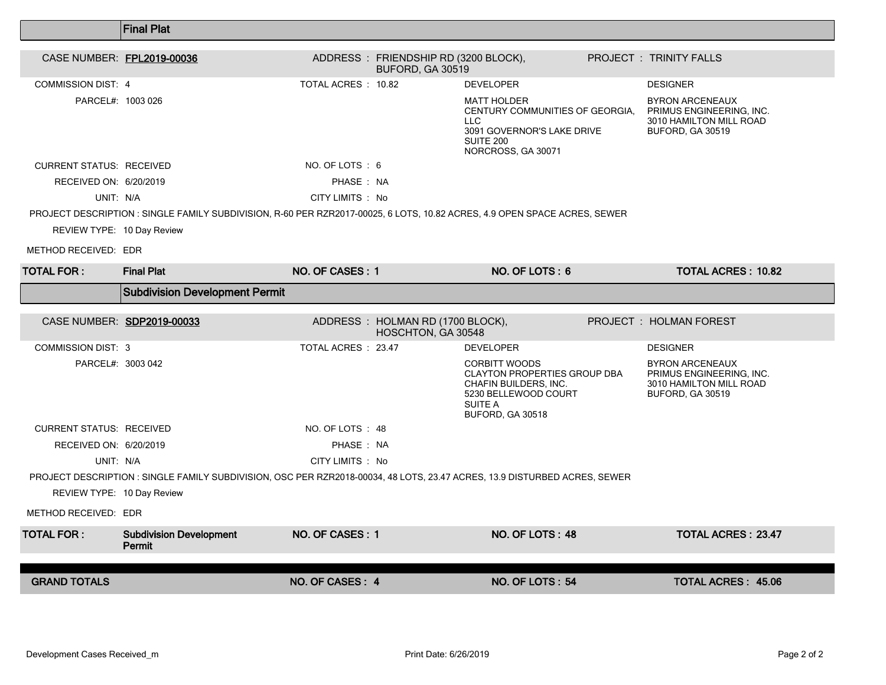## Final Plat

**CASE NUMBER:** FPL2019-00036

**ADDRESS:** FRIENDSHIP RD (3200 BLOCK), BUFORD, GA 30519

**PROJECT:** TRINITY FALLS

| | | | |
|---|---|---|---|
| COMMISSION DIST: 4 | TOTAL ACRES : 10.82 | DEVELOPER | DESIGNER |
| PARCEL#: 1003 026 | | MATT HOLDER<br>CENTURY COMMUNITIES OF GEORGIA, LLC<br>3091 GOVERNOR'S LAKE DRIVE<br>SUITE 200<br>NORCROSS, GA 30071 | BYRON ARCENEAUX<br>PRIMUS ENGINEERING, INC.<br>3010 HAMILTON MILL ROAD<br>BUFORD, GA 30519 |
| CURRENT STATUS: RECEIVED | NO. OF LOTS : 6 | | |
| RECEIVED ON: 6/20/2019 | PHASE : NA | | |
| UNIT: N/A | CITY LIMITS : No | | |

PROJECT DESCRIPTION : SINGLE FAMILY SUBDIVISION, R-60 PER RZR2017-00025, 6 LOTS, 10.82 ACRES, 4.9 OPEN SPACE ACRES, SEWER

REVIEW TYPE: 10 Day Review

METHOD RECEIVED: EDR

| TOTAL FOR : | Final Plat | NO. OF CASES : 1 | NO. OF LOTS : 6 | TOTAL ACRES : 10.82 |
|---|---|---|---|---|

## Subdivision Development Permit

**CASE NUMBER:** SDP2019-00033

**ADDRESS:** HOLMAN RD (1700 BLOCK), HOSCHTON, GA 30548

**PROJECT:** HOLMAN FOREST

| | | | |
|---|---|---|---|
| COMMISSION DIST: 3 | TOTAL ACRES : 23.47 | DEVELOPER | DESIGNER |
| PARCEL#: 3003 042 | | CORBITT WOODS<br>CLAYTON PROPERTIES GROUP DBA CHAFIN BUILDERS, INC.<br>5230 BELLEWOOD COURT<br>SUITE A<br>BUFORD, GA 30518 | BYRON ARCENEAUX<br>PRIMUS ENGINEERING, INC.<br>3010 HAMILTON MILL ROAD<br>BUFORD, GA 30519 |
| CURRENT STATUS: RECEIVED | NO. OF LOTS : 48 | | |
| RECEIVED ON: 6/20/2019 | PHASE : NA | | |
| UNIT: N/A | CITY LIMITS : No | | |

PROJECT DESCRIPTION : SINGLE FAMILY SUBDIVISION, OSC PER RZR2018-00034, 48 LOTS, 23.47 ACRES, 13.9 DISTURBED ACRES, SEWER

REVIEW TYPE: 10 Day Review

METHOD RECEIVED: EDR

| TOTAL FOR : | Subdivision Development Permit | NO. OF CASES : 1 | NO. OF LOTS : 48 | TOTAL ACRES : 23.47 |
|---|---|---|---|---|

| GRAND TOTALS | NO. OF CASES : 4 | NO. OF LOTS : 54 | TOTAL ACRES : 45.06 |
|---|---|---|---|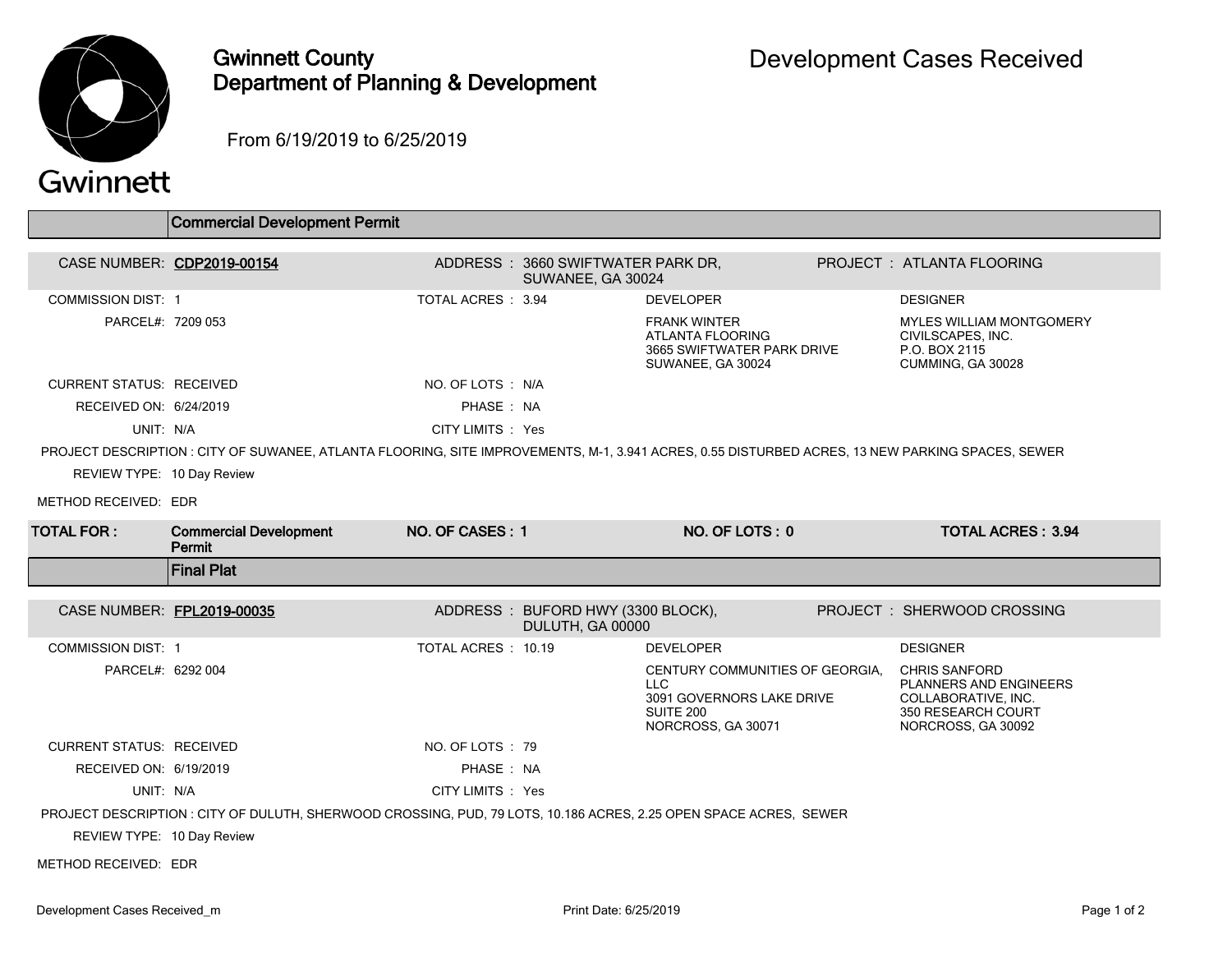# Gwinnett County Department of Planning & Development

## Development Cases Received

From 6/19/2019 to 6/25/2019

## Commercial Development Permit

| | | | | | |
|---|---|---|---|---|---|
| CASE NUMBER: | CDP2019-00154 | ADDRESS : | 3660 SWIFTWATER PARK DR, SUWANEE, GA 30024 | PROJECT : | ATLANTA FLOORING |
| COMMISSION DIST: | 1 | TOTAL ACRES : | 3.94 | DEVELOPER | DESIGNER |
| PARCEL#: | 7209 053 | | | FRANK WINTER<br>ATLANTA FLOORING<br>3665 SWIFTWATER PARK DRIVE<br>SUWANEE, GA 30024 | MYLES WILLIAM MONTGOMERY<br>CIVILSCAPES, INC.<br>P.O. BOX 2115<br>CUMMING, GA 30028 |
| CURRENT STATUS: | RECEIVED | NO. OF LOTS : | N/A | | |
| RECEIVED ON: | 6/24/2019 | PHASE : | NA | | |
| UNIT: | N/A | CITY LIMITS : | Yes | | |

PROJECT DESCRIPTION : CITY OF SUWANEE, ATLANTA FLOORING, SITE IMPROVEMENTS, M-1, 3.941 ACRES, 0.55 DISTURBED ACRES, 13 NEW PARKING SPACES, SEWER

REVIEW TYPE: 10 Day Review

METHOD RECEIVED: EDR

| TOTAL FOR : | Commercial Development Permit | NO. OF CASES : 1 | NO. OF LOTS : 0 | TOTAL ACRES : 3.94 |
|---|---|---|---|---|

## Final Plat

| | | | | | |
|---|---|---|---|---|---|
| CASE NUMBER: | FPL2019-00035 | ADDRESS : | BUFORD HWY (3300 BLOCK), DULUTH, GA 00000 | PROJECT : | SHERWOOD CROSSING |
| COMMISSION DIST: | 1 | TOTAL ACRES : | 10.19 | DEVELOPER | DESIGNER |
| PARCEL#: | 6292 004 | | | CENTURY COMMUNITIES OF GEORGIA, LLC<br>3091 GOVERNORS LAKE DRIVE<br>SUITE 200<br>NORCROSS, GA 30071 | CHRIS SANFORD<br>PLANNERS AND ENGINEERS COLLABORATIVE, INC.<br>350 RESEARCH COURT<br>NORCROSS, GA 30092 |
| CURRENT STATUS: | RECEIVED | NO. OF LOTS : | 79 | | |
| RECEIVED ON: | 6/19/2019 | PHASE : | NA | | |
| UNIT: | N/A | CITY LIMITS : | Yes | | |

PROJECT DESCRIPTION : CITY OF DULUTH, SHERWOOD CROSSING, PUD, 79 LOTS, 10.186 ACRES, 2.25 OPEN SPACE ACRES, SEWER

REVIEW TYPE: 10 Day Review

METHOD RECEIVED: EDR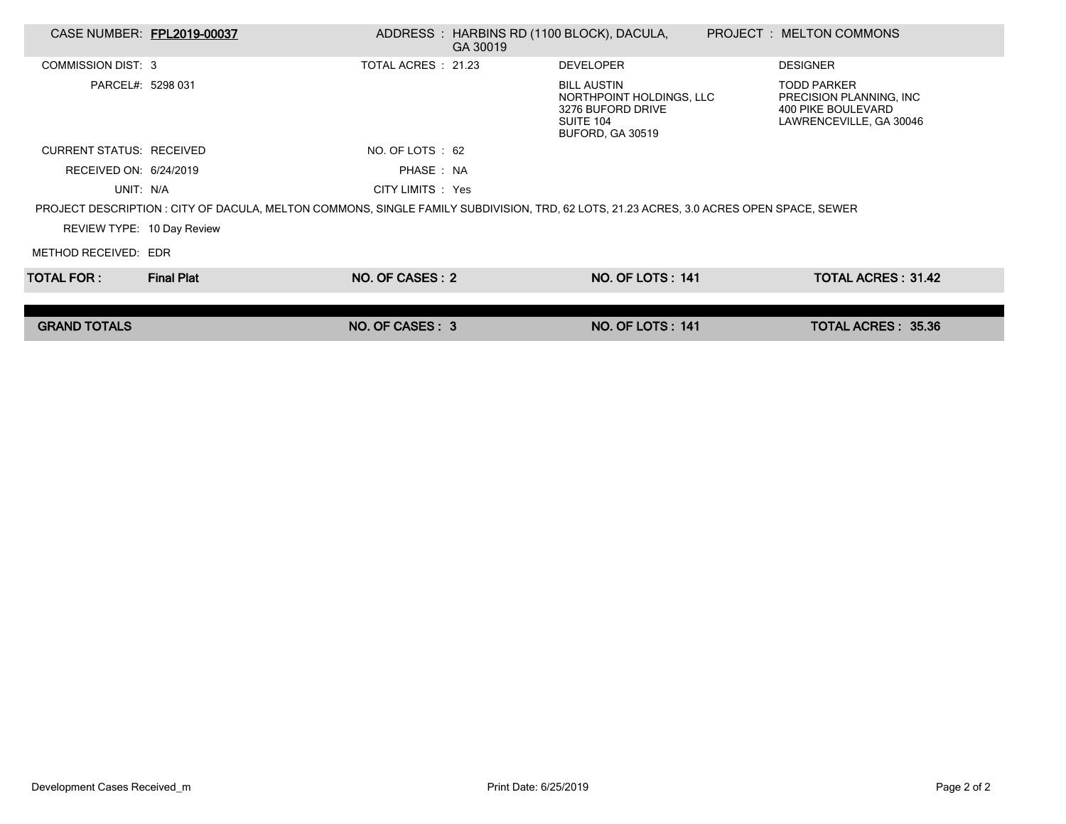| | | | |
|---|---|---|---|
| CASE NUMBER: **FPL2019-00037** | ADDRESS : HARBINS RD (1100 BLOCK), DACULA, GA 30019 | | PROJECT : MELTON COMMONS |
| COMMISSION DIST: 3 | TOTAL ACRES : 21.23 | DEVELOPER | DESIGNER |
| PARCEL#: 5298 031 | | BILL AUSTIN<br>NORTHPOINT HOLDINGS, LLC<br>3276 BUFORD DRIVE<br>SUITE 104<br>BUFORD, GA 30519 | TODD PARKER<br>PRECISION PLANNING, INC<br>400 PIKE BOULEVARD<br>LAWRENCEVILLE, GA 30046 |
| CURRENT STATUS: RECEIVED | NO. OF LOTS : 62 | | |
| RECEIVED ON: 6/24/2019 | PHASE : NA | | |
| UNIT: N/A | CITY LIMITS : Yes | | |

PROJECT DESCRIPTION : CITY OF DACULA, MELTON COMMONS, SINGLE FAMILY SUBDIVISION, TRD, 62 LOTS, 21.23 ACRES, 3.0 ACRES OPEN SPACE, SEWER

REVIEW TYPE: 10 Day Review

METHOD RECEIVED: EDR

| | | | | |
|---|---|---|---|---|
| **TOTAL FOR :** | **Final Plat** | **NO. OF CASES : 2** | **NO. OF LOTS : 141** | **TOTAL ACRES : 31.42** |
| **GRAND TOTALS** | | **NO. OF CASES : 3** | **NO. OF LOTS : 141** | **TOTAL ACRES : 35.36** |

Development Cases Received_m

Print Date: 6/25/2019